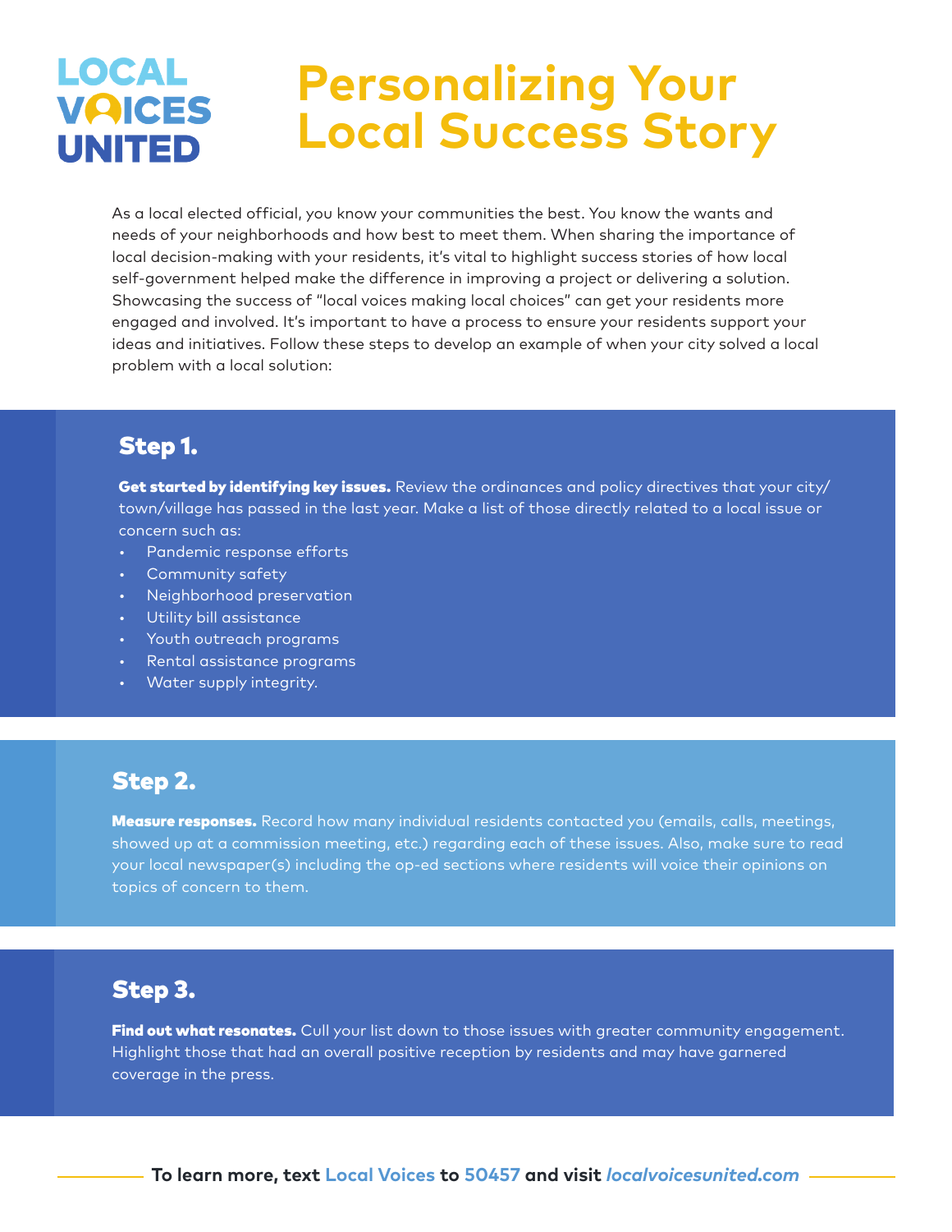LOCAL VOICES UNITED

# Personalizing Your Local Success Story

As a local elected official, you know your communities the best. You know the wants and needs of your neighborhoods and how best to meet them. When sharing the importance of local decision-making with your residents, it's vital to highlight success stories of how local self-government helped make the difference in improving a project or delivering a solution. Showcasing the success of "local voices making local choices" can get your residents more engaged and involved. It's important to have a process to ensure your residents support your ideas and initiatives. Follow these steps to develop an example of when your city solved a local problem with a local solution:

## Step 1.

**Get started by identifying key issues.** Review the ordinances and policy directives that your city/town/village has passed in the last year. Make a list of those directly related to a local issue or concern such as:

- Pandemic response efforts
- Community safety
- Neighborhood preservation
- Utility bill assistance
- Youth outreach programs
- Rental assistance programs
- Water supply integrity.

## Step 2.

**Measure responses.** Record how many individual residents contacted you (emails, calls, meetings, showed up at a commission meeting, etc.) regarding each of these issues. Also, make sure to read your local newspaper(s) including the op-ed sections where residents will voice their opinions on topics of concern to them.

## Step 3.

**Find out what resonates.** Cull your list down to those issues with greater community engagement. Highlight those that had an overall positive reception by residents and may have garnered coverage in the press.

**To learn more, text Local Voices to 50457 and visit *localvoicesunited.com***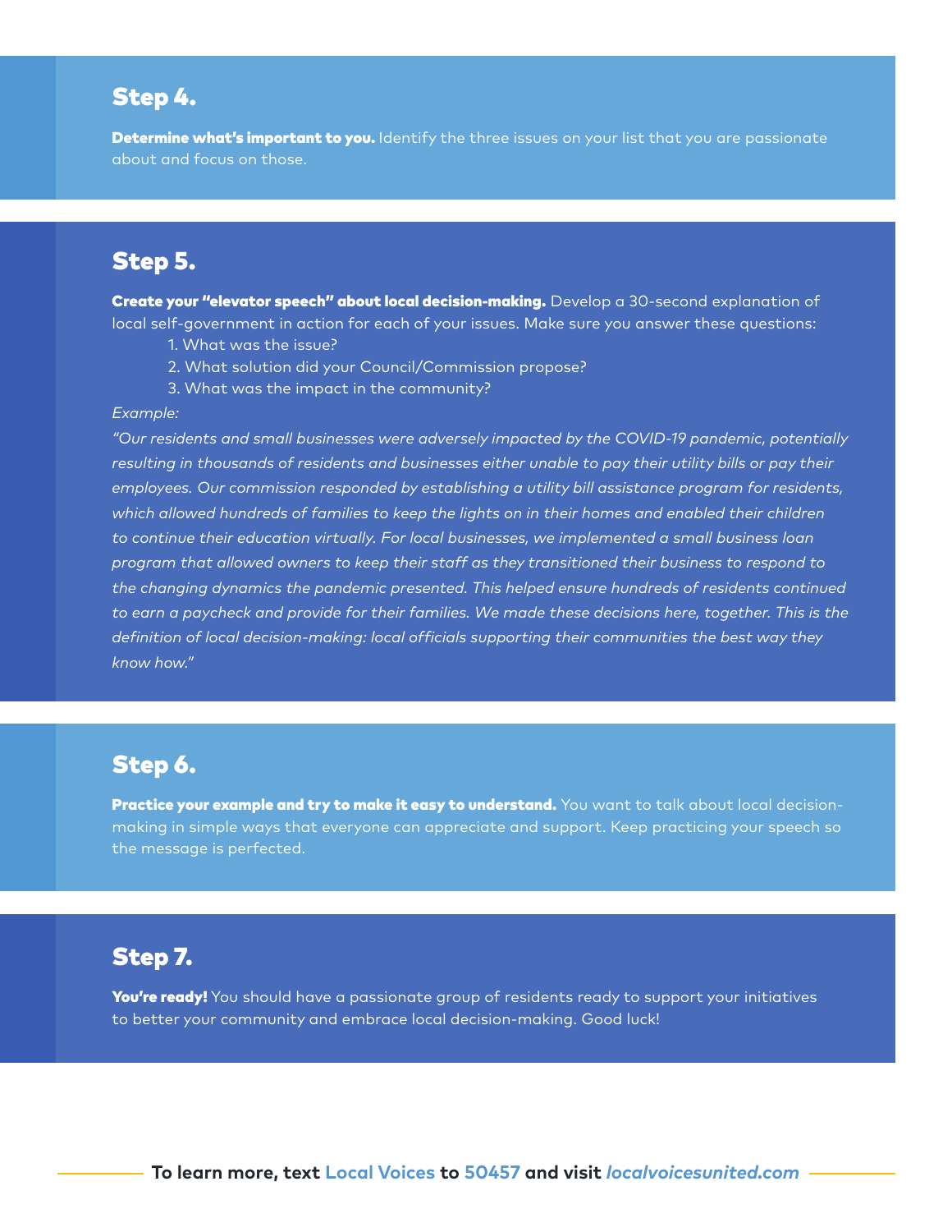## Step 4.

**Determine what's important to you.** Identify the three issues on your list that you are passionate about and focus on those.

## Step 5.

**Create your "elevator speech" about local decision-making.** Develop a 30-second explanation of local self-government in action for each of your issues. Make sure you answer these questions:

1. What was the issue?
2. What solution did your Council/Commission propose?
3. What was the impact in the community?

*Example:*

*"Our residents and small businesses were adversely impacted by the COVID-19 pandemic, potentially resulting in thousands of residents and businesses either unable to pay their utility bills or pay their employees. Our commission responded by establishing a utility bill assistance program for residents, which allowed hundreds of families to keep the lights on in their homes and enabled their children to continue their education virtually. For local businesses, we implemented a small business loan program that allowed owners to keep their staff as they transitioned their business to respond to the changing dynamics the pandemic presented. This helped ensure hundreds of residents continued to earn a paycheck and provide for their families. We made these decisions here, together. This is the definition of local decision-making: local officials supporting their communities the best way they know how."*

## Step 6.

**Practice your example and try to make it easy to understand.** You want to talk about local decision-making in simple ways that everyone can appreciate and support. Keep practicing your speech so the message is perfected.

## Step 7.

**You're ready!** You should have a passionate group of residents ready to support your initiatives to better your community and embrace local decision-making. Good luck!

**To learn more, text Local Voices to 50457 and visit *localvoicesunited.com***